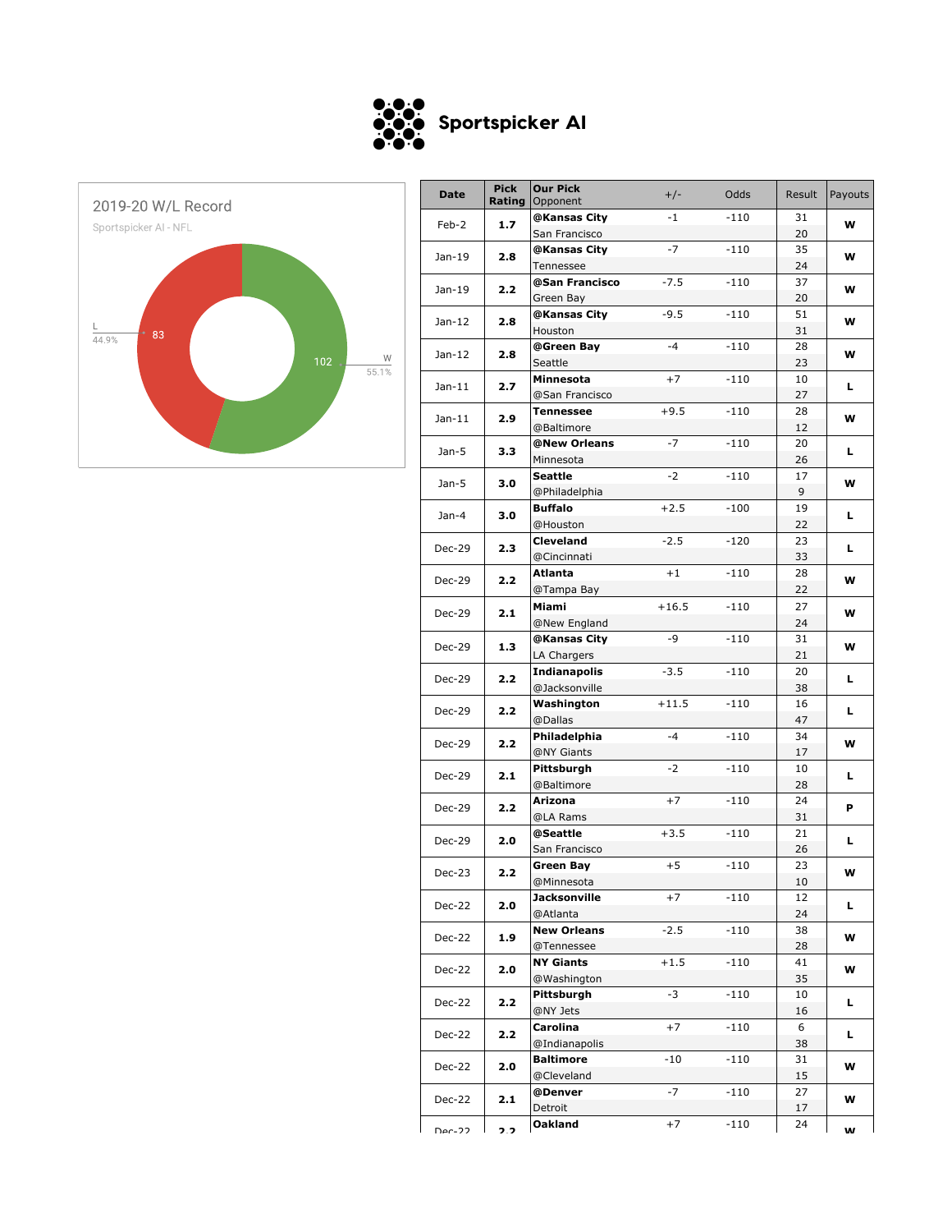# Sportspicker AI

## 2019-20 W/L Record

Sportspicker AI - NFL

- W: 102 (55.1%)
- L: 83 (44.9%)

| Date | Pick Rating | Our Pick / Opponent | +/- | Odds | Result | Payouts |
|---|---|---|---|---|---|---|
| Feb-2 | 1.7 | **@Kansas City** | -1 | -110 | 31 | W |
| | | San Francisco | | | 20 | |
| Jan-19 | 2.8 | **@Kansas City** | -7 | -110 | 35 | W |
| | | Tennessee | | | 24 | |
| Jan-19 | 2.2 | **@San Francisco** | -7.5 | -110 | 37 | W |
| | | Green Bay | | | 20 | |
| Jan-12 | 2.8 | **@Kansas City** | -9.5 | -110 | 51 | W |
| | | Houston | | | 31 | |
| Jan-12 | 2.8 | **@Green Bay** | -4 | -110 | 28 | W |
| | | Seattle | | | 23 | |
| Jan-11 | 2.7 | **Minnesota** | +7 | -110 | 10 | L |
| | | @San Francisco | | | 27 | |
| Jan-11 | 2.9 | **Tennessee** | +9.5 | -110 | 28 | W |
| | | @Baltimore | | | 12 | |
| Jan-5 | 3.3 | **@New Orleans** | -7 | -110 | 20 | L |
| | | Minnesota | | | 26 | |
| Jan-5 | 3.0 | **Seattle** | -2 | -110 | 17 | W |
| | | @Philadelphia | | | 9 | |
| Jan-4 | 3.0 | **Buffalo** | +2.5 | -100 | 19 | L |
| | | @Houston | | | 22 | |
| Dec-29 | 2.3 | **Cleveland** | -2.5 | -120 | 23 | L |
| | | @Cincinnati | | | 33 | |
| Dec-29 | 2.2 | **Atlanta** | +1 | -110 | 28 | W |
| | | @Tampa Bay | | | 22 | |
| Dec-29 | 2.1 | **Miami** | +16.5 | -110 | 27 | W |
| | | @New England | | | 24 | |
| Dec-29 | 1.3 | **@Kansas City** | -9 | -110 | 31 | W |
| | | LA Chargers | | | 21 | |
| Dec-29 | 2.2 | **Indianapolis** | -3.5 | -110 | 20 | L |
| | | @Jacksonville | | | 38 | |
| Dec-29 | 2.2 | **Washington** | +11.5 | -110 | 16 | L |
| | | @Dallas | | | 47 | |
| Dec-29 | 2.2 | **Philadelphia** | -4 | -110 | 34 | W |
| | | @NY Giants | | | 17 | |
| Dec-29 | 2.1 | **Pittsburgh** | -2 | -110 | 10 | L |
| | | @Baltimore | | | 28 | |
| Dec-29 | 2.2 | **Arizona** | +7 | -110 | 24 | P |
| | | @LA Rams | | | 31 | |
| Dec-29 | 2.0 | **@Seattle** | +3.5 | -110 | 21 | L |
| | | San Francisco | | | 26 | |
| Dec-23 | 2.2 | **Green Bay** | +5 | -110 | 23 | W |
| | | @Minnesota | | | 10 | |
| Dec-22 | 2.0 | **Jacksonville** | +7 | -110 | 12 | L |
| | | @Atlanta | | | 24 | |
| Dec-22 | 1.9 | **New Orleans** | -2.5 | -110 | 38 | W |
| | | @Tennessee | | | 28 | |
| Dec-22 | 2.0 | **NY Giants** | +1.5 | -110 | 41 | W |
| | | @Washington | | | 35 | |
| Dec-22 | 2.2 | **Pittsburgh** | -3 | -110 | 10 | L |
| | | @NY Jets | | | 16 | |
| Dec-22 | 2.2 | **Carolina** | +7 | -110 | 6 | L |
| | | @Indianapolis | | | 38 | |
| Dec-22 | 2.0 | **Baltimore** | -10 | -110 | 31 | W |
| | | @Cleveland | | | 15 | |
| Dec-22 | 2.1 | **@Denver** | -7 | -110 | 27 | W |
| | | Detroit | | | 17 | |
| Dec-22 | 2.2 | **Oakland** | +7 | -110 | 24 | W |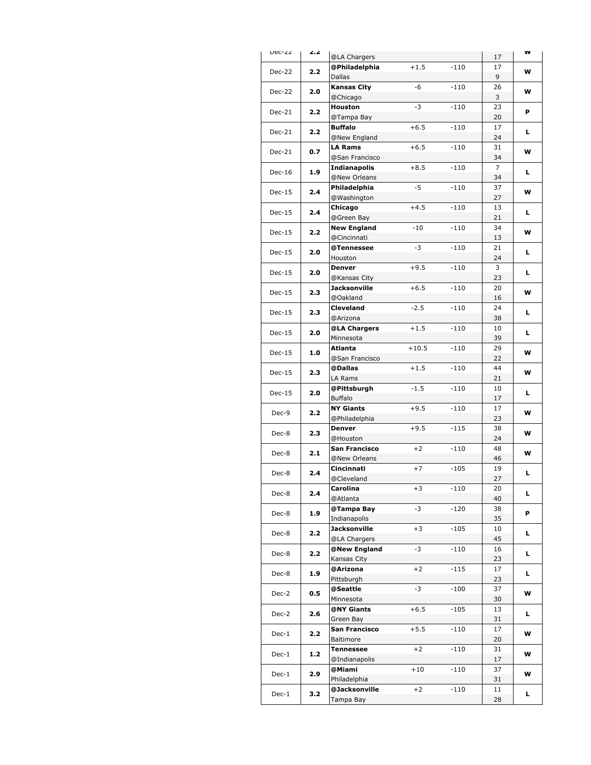| Date | Rating | Team | Line | Odds | Score | Result |
|---|---|---|---|---|---|---|
| Dec-22 | 2.2 | | | | | W |
| | | @LA Chargers | | | 17 | |
| Dec-22 | 2.2 | **@Philadelphia** | +1.5 | -110 | 17 | W |
| | | Dallas | | | 9 | |
| Dec-22 | 2.0 | **Kansas City** | -6 | -110 | 26 | W |
| | | @Chicago | | | 3 | |
| Dec-21 | 2.2 | **Houston** | -3 | -110 | 23 | P |
| | | @Tampa Bay | | | 20 | |
| Dec-21 | 2.2 | **Buffalo** | +6.5 | -110 | 17 | L |
| | | @New England | | | 24 | |
| Dec-21 | 0.7 | **LA Rams** | +6.5 | -110 | 31 | W |
| | | @San Francisco | | | 34 | |
| Dec-16 | 1.9 | **Indianapolis** | +8.5 | -110 | 7 | L |
| | | @New Orleans | | | 34 | |
| Dec-15 | 2.4 | **Philadelphia** | -5 | -110 | 37 | W |
| | | @Washington | | | 27 | |
| Dec-15 | 2.4 | **Chicago** | +4.5 | -110 | 13 | L |
| | | @Green Bay | | | 21 | |
| Dec-15 | 2.2 | **New England** | -10 | -110 | 34 | W |
| | | @Cincinnati | | | 13 | |
| Dec-15 | 2.0 | **@Tennessee** | -3 | -110 | 21 | L |
| | | Houston | | | 24 | |
| Dec-15 | 2.0 | **Denver** | +9.5 | -110 | 3 | L |
| | | @Kansas City | | | 23 | |
| Dec-15 | 2.3 | **Jacksonville** | +6.5 | -110 | 20 | W |
| | | @Oakland | | | 16 | |
| Dec-15 | 2.3 | **Cleveland** | -2.5 | -110 | 24 | L |
| | | @Arizona | | | 38 | |
| Dec-15 | 2.0 | **@LA Chargers** | +1.5 | -110 | 10 | L |
| | | Minnesota | | | 39 | |
| Dec-15 | 1.0 | **Atlanta** | +10.5 | -110 | 29 | W |
| | | @San Francisco | | | 22 | |
| Dec-15 | 2.3 | **@Dallas** | +1.5 | -110 | 44 | W |
| | | LA Rams | | | 21 | |
| Dec-15 | 2.0 | **@Pittsburgh** | -1.5 | -110 | 10 | L |
| | | Buffalo | | | 17 | |
| Dec-9 | 2.2 | **NY Giants** | +9.5 | -110 | 17 | W |
| | | @Philadelphia | | | 23 | |
| Dec-8 | 2.3 | **Denver** | +9.5 | -115 | 38 | W |
| | | @Houston | | | 24 | |
| Dec-8 | 2.1 | **San Francisco** | +2 | -110 | 48 | W |
| | | @New Orleans | | | 46 | |
| Dec-8 | 2.4 | **Cincinnati** | +7 | -105 | 19 | L |
| | | @Cleveland | | | 27 | |
| Dec-8 | 2.4 | **Carolina** | +3 | -110 | 20 | L |
| | | @Atlanta | | | 40 | |
| Dec-8 | 1.9 | **@Tampa Bay** | -3 | -120 | 38 | P |
| | | Indianapolis | | | 35 | |
| Dec-8 | 2.2 | **Jacksonville** | +3 | -105 | 10 | L |
| | | @LA Chargers | | | 45 | |
| Dec-8 | 2.2 | **@New England** | -3 | -110 | 16 | L |
| | | Kansas City | | | 23 | |
| Dec-8 | 1.9 | **@Arizona** | +2 | -115 | 17 | L |
| | | Pittsburgh | | | 23 | |
| Dec-2 | 0.5 | **@Seattle** | -3 | -100 | 37 | W |
| | | Minnesota | | | 30 | |
| Dec-2 | 2.6 | **@NY Giants** | +6.5 | -105 | 13 | L |
| | | Green Bay | | | 31 | |
| Dec-1 | 2.2 | **San Francisco** | +5.5 | -110 | 17 | W |
| | | Baltimore | | | 20 | |
| Dec-1 | 1.2 | **Tennessee** | +2 | -110 | 31 | W |
| | | @Indianapolis | | | 17 | |
| Dec-1 | 2.9 | **@Miami** | +10 | -110 | 37 | W |
| | | Philadelphia | | | 31 | |
| Dec-1 | 3.2 | **@Jacksonville** | +2 | -110 | 11 | L |
| | | Tampa Bay | | | 28 | |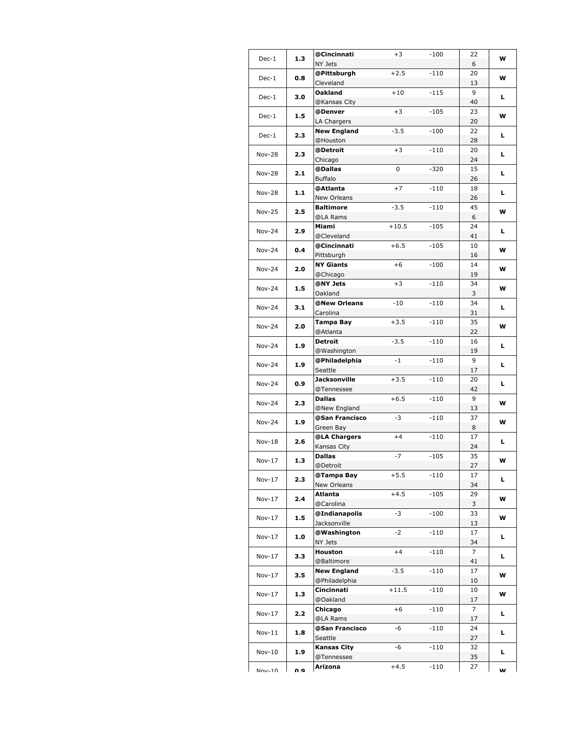| Date | Rating | Team | Line | Odds | Score | Result |
|---|---|---|---|---|---|---|
| Dec-1 | **1.3** | **@Cincinnati** | +3 | -100 | 22 | **W** |
| | | NY Jets | | | 6 | |
| Dec-1 | **0.8** | **@Pittsburgh** | +2.5 | -110 | 20 | **W** |
| | | Cleveland | | | 13 | |
| Dec-1 | **3.0** | **Oakland** | +10 | -115 | 9 | **L** |
| | | @Kansas City | | | 40 | |
| Dec-1 | **1.5** | **@Denver** | +3 | -105 | 23 | **W** |
| | | LA Chargers | | | 20 | |
| Dec-1 | **2.3** | **New England** | -3.5 | -100 | 22 | **L** |
| | | @Houston | | | 28 | |
| Nov-28 | **2.3** | **@Detroit** | +3 | -110 | 20 | **L** |
| | | Chicago | | | 24 | |
| Nov-28 | **2.1** | **@Dallas** | 0 | -320 | 15 | **L** |
| | | Buffalo | | | 26 | |
| Nov-28 | **1.1** | **@Atlanta** | +7 | -110 | 18 | **L** |
| | | New Orleans | | | 26 | |
| Nov-25 | **2.5** | **Baltimore** | -3.5 | -110 | 45 | **W** |
| | | @LA Rams | | | 6 | |
| Nov-24 | **2.9** | **Miami** | +10.5 | -105 | 24 | **L** |
| | | @Cleveland | | | 41 | |
| Nov-24 | **0.4** | **@Cincinnati** | +6.5 | -105 | 10 | **W** |
| | | Pittsburgh | | | 16 | |
| Nov-24 | **2.0** | **NY Giants** | +6 | -100 | 14 | **W** |
| | | @Chicago | | | 19 | |
| Nov-24 | **1.5** | **@NY Jets** | +3 | -110 | 34 | **W** |
| | | Oakland | | | 3 | |
| Nov-24 | **3.1** | **@New Orleans** | -10 | -110 | 34 | **L** |
| | | Carolina | | | 31 | |
| Nov-24 | **2.0** | **Tampa Bay** | +3.5 | -110 | 35 | **W** |
| | | @Atlanta | | | 22 | |
| Nov-24 | **1.9** | **Detroit** | -3.5 | -110 | 16 | **L** |
| | | @Washington | | | 19 | |
| Nov-24 | **1.9** | **@Philadelphia** | -1 | -110 | 9 | **L** |
| | | Seattle | | | 17 | |
| Nov-24 | **0.9** | **Jacksonville** | +3.5 | -110 | 20 | **L** |
| | | @Tennessee | | | 42 | |
| Nov-24 | **2.3** | **Dallas** | +6.5 | -110 | 9 | **W** |
| | | @New England | | | 13 | |
| Nov-24 | **1.9** | **@San Francisco** | -3 | -110 | 37 | **W** |
| | | Green Bay | | | 8 | |
| Nov-18 | **2.6** | **@LA Chargers** | +4 | -110 | 17 | **L** |
| | | Kansas City | | | 24 | |
| Nov-17 | **1.3** | **Dallas** | -7 | -105 | 35 | **W** |
| | | @Detroit | | | 27 | |
| Nov-17 | **2.3** | **@Tampa Bay** | +5.5 | -110 | 17 | **L** |
| | | New Orleans | | | 34 | |
| Nov-17 | **2.4** | **Atlanta** | +4.5 | -105 | 29 | **W** |
| | | @Carolina | | | 3 | |
| Nov-17 | **1.5** | **@Indianapolis** | -3 | -100 | 33 | **W** |
| | | Jacksonville | | | 13 | |
| Nov-17 | **1.0** | **@Washington** | -2 | -110 | 17 | **L** |
| | | NY Jets | | | 34 | |
| Nov-17 | **3.3** | **Houston** | +4 | -110 | 7 | **L** |
| | | @Baltimore | | | 41 | |
| Nov-17 | **3.5** | **New England** | -3.5 | -110 | 17 | **W** |
| | | @Philadelphia | | | 10 | |
| Nov-17 | **1.3** | **Cincinnati** | +11.5 | -110 | 10 | **W** |
| | | @Oakland | | | 17 | |
| Nov-17 | **2.2** | **Chicago** | +6 | -110 | 7 | **L** |
| | | @LA Rams | | | 17 | |
| Nov-11 | **1.8** | **@San Francisco** | -6 | -110 | 24 | **L** |
| | | Seattle | | | 27 | |
| Nov-10 | **1.9** | **Kansas City** | -6 | -110 | 32 | **L** |
| | | @Tennessee | | | 35 | |
| Nov-10 | **0.9** | **Arizona** | +4.5 | -110 | 27 | **W** |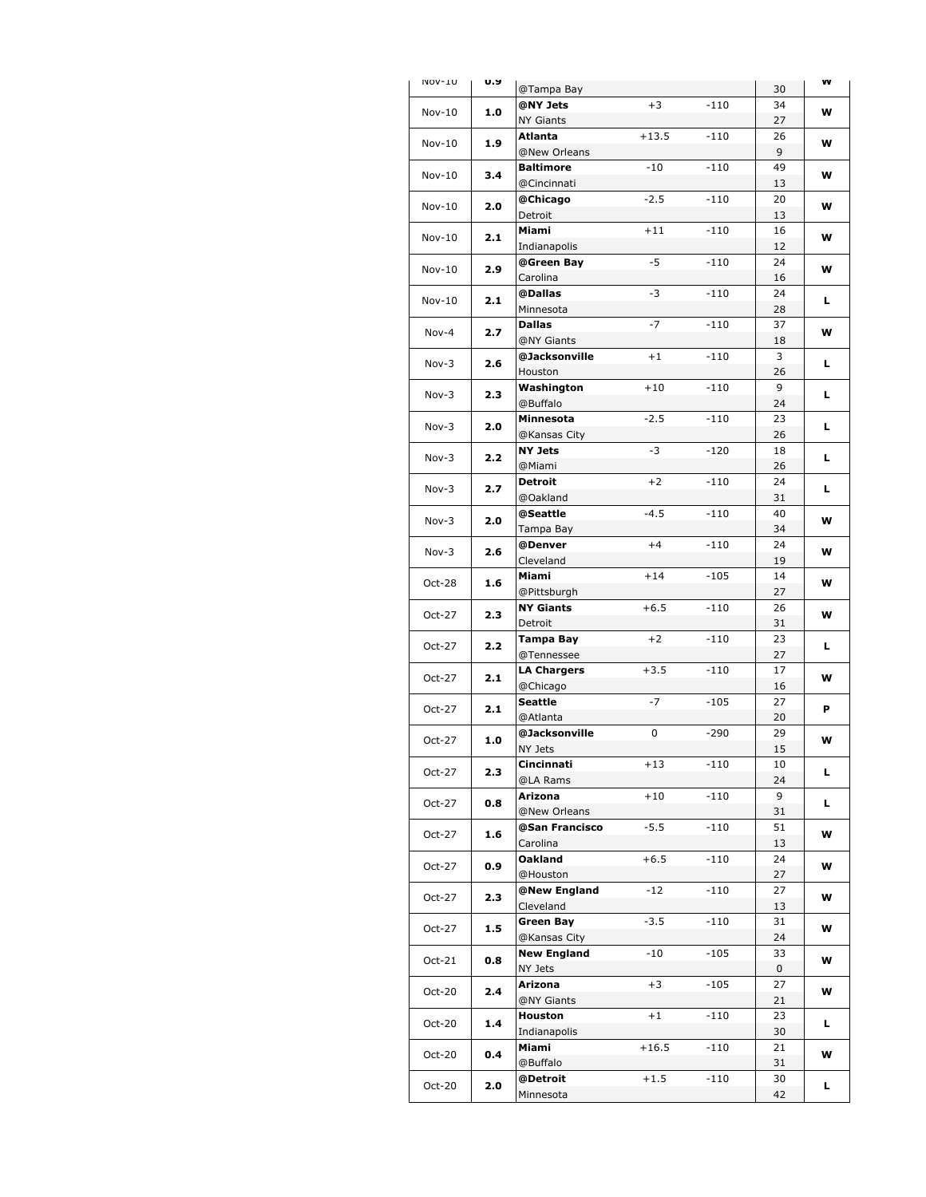| Date | Rating | Team | Line | Odds | Score | Result |
|---|---|---|---|---|---|---|
| Nov-10 | 0.9 | | | | | W |
| | | @Tampa Bay | | | 30 | |
| Nov-10 | 1.0 | **@NY Jets** | +3 | -110 | 34 | W |
| | | NY Giants | | | 27 | |
| Nov-10 | 1.9 | **Atlanta** | +13.5 | -110 | 26 | W |
| | | @New Orleans | | | 9 | |
| Nov-10 | 3.4 | **Baltimore** | -10 | -110 | 49 | W |
| | | @Cincinnati | | | 13 | |
| Nov-10 | 2.0 | **@Chicago** | -2.5 | -110 | 20 | W |
| | | Detroit | | | 13 | |
| Nov-10 | 2.1 | **Miami** | +11 | -110 | 16 | W |
| | | Indianapolis | | | 12 | |
| Nov-10 | 2.9 | **@Green Bay** | -5 | -110 | 24 | W |
| | | Carolina | | | 16 | |
| Nov-10 | 2.1 | **@Dallas** | -3 | -110 | 24 | L |
| | | Minnesota | | | 28 | |
| Nov-4 | 2.7 | **Dallas** | -7 | -110 | 37 | W |
| | | @NY Giants | | | 18 | |
| Nov-3 | 2.6 | **@Jacksonville** | +1 | -110 | 3 | L |
| | | Houston | | | 26 | |
| Nov-3 | 2.3 | **Washington** | +10 | -110 | 9 | L |
| | | @Buffalo | | | 24 | |
| Nov-3 | 2.0 | **Minnesota** | -2.5 | -110 | 23 | L |
| | | @Kansas City | | | 26 | |
| Nov-3 | 2.2 | **NY Jets** | -3 | -120 | 18 | L |
| | | @Miami | | | 26 | |
| Nov-3 | 2.7 | **Detroit** | +2 | -110 | 24 | L |
| | | @Oakland | | | 31 | |
| Nov-3 | 2.0 | **@Seattle** | -4.5 | -110 | 40 | W |
| | | Tampa Bay | | | 34 | |
| Nov-3 | 2.6 | **@Denver** | +4 | -110 | 24 | W |
| | | Cleveland | | | 19 | |
| Oct-28 | 1.6 | **Miami** | +14 | -105 | 14 | W |
| | | @Pittsburgh | | | 27 | |
| Oct-27 | 2.3 | **NY Giants** | +6.5 | -110 | 26 | W |
| | | Detroit | | | 31 | |
| Oct-27 | 2.2 | **Tampa Bay** | +2 | -110 | 23 | L |
| | | @Tennessee | | | 27 | |
| Oct-27 | 2.1 | **LA Chargers** | +3.5 | -110 | 17 | W |
| | | @Chicago | | | 16 | |
| Oct-27 | 2.1 | **Seattle** | -7 | -105 | 27 | P |
| | | @Atlanta | | | 20 | |
| Oct-27 | 1.0 | **@Jacksonville** | 0 | -290 | 29 | W |
| | | NY Jets | | | 15 | |
| Oct-27 | 2.3 | **Cincinnati** | +13 | -110 | 10 | L |
| | | @LA Rams | | | 24 | |
| Oct-27 | 0.8 | **Arizona** | +10 | -110 | 9 | L |
| | | @New Orleans | | | 31 | |
| Oct-27 | 1.6 | **@San Francisco** | -5.5 | -110 | 51 | W |
| | | Carolina | | | 13 | |
| Oct-27 | 0.9 | **Oakland** | +6.5 | -110 | 24 | W |
| | | @Houston | | | 27 | |
| Oct-27 | 2.3 | **@New England** | -12 | -110 | 27 | W |
| | | Cleveland | | | 13 | |
| Oct-27 | 1.5 | **Green Bay** | -3.5 | -110 | 31 | W |
| | | @Kansas City | | | 24 | |
| Oct-21 | 0.8 | **New England** | -10 | -105 | 33 | W |
| | | NY Jets | | | 0 | |
| Oct-20 | 2.4 | **Arizona** | +3 | -105 | 27 | W |
| | | @NY Giants | | | 21 | |
| Oct-20 | 1.4 | **Houston** | +1 | -110 | 23 | L |
| | | Indianapolis | | | 30 | |
| Oct-20 | 0.4 | **Miami** | +16.5 | -110 | 21 | W |
| | | @Buffalo | | | 31 | |
| Oct-20 | 2.0 | **@Detroit** | +1.5 | -110 | 30 | L |
| | | Minnesota | | | 42 | |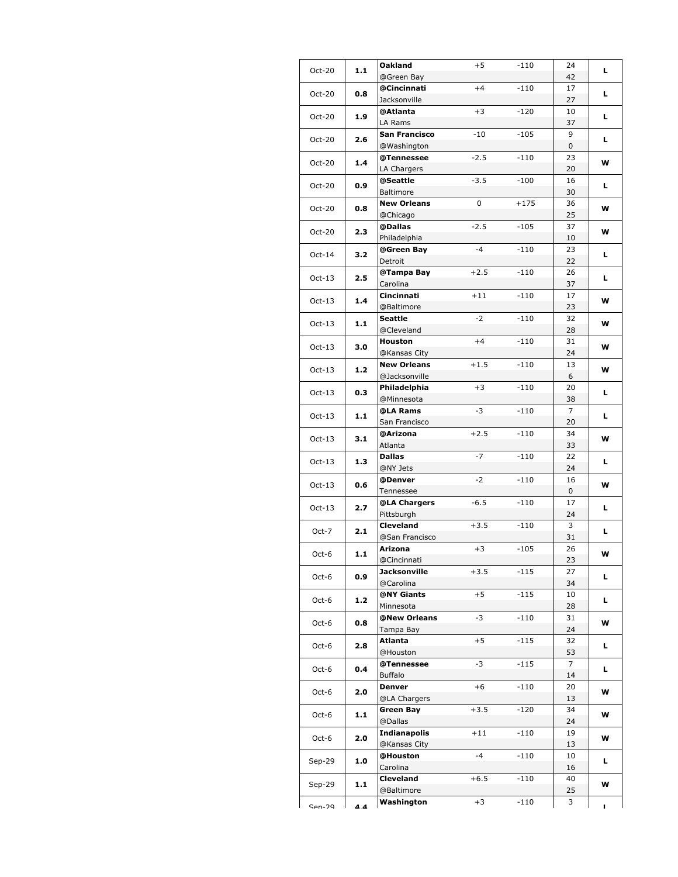| Date | Rating | Team | Spread | Odds | Score | Result |
|---|---|---|---|---|---|---|
| Oct-20 | **1.1** | **Oakland** | +5 | -110 | 24 | **L** |
| | | @Green Bay | | | 42 | |
| Oct-20 | **0.8** | **@Cincinnati** | +4 | -110 | 17 | **L** |
| | | Jacksonville | | | 27 | |
| Oct-20 | **1.9** | **@Atlanta** | +3 | -120 | 10 | **L** |
| | | LA Rams | | | 37 | |
| Oct-20 | **2.6** | **San Francisco** | -10 | -105 | 9 | **L** |
| | | @Washington | | | 0 | |
| Oct-20 | **1.4** | **@Tennessee** | -2.5 | -110 | 23 | **W** |
| | | LA Chargers | | | 20 | |
| Oct-20 | **0.9** | **@Seattle** | -3.5 | -100 | 16 | **L** |
| | | Baltimore | | | 30 | |
| Oct-20 | **0.8** | **New Orleans** | 0 | +175 | 36 | **W** |
| | | @Chicago | | | 25 | |
| Oct-20 | **2.3** | **@Dallas** | -2.5 | -105 | 37 | **W** |
| | | Philadelphia | | | 10 | |
| Oct-14 | **3.2** | **@Green Bay** | -4 | -110 | 23 | **L** |
| | | Detroit | | | 22 | |
| Oct-13 | **2.5** | **@Tampa Bay** | +2.5 | -110 | 26 | **L** |
| | | Carolina | | | 37 | |
| Oct-13 | **1.4** | **Cincinnati** | +11 | -110 | 17 | **W** |
| | | @Baltimore | | | 23 | |
| Oct-13 | **1.1** | **Seattle** | -2 | -110 | 32 | **W** |
| | | @Cleveland | | | 28 | |
| Oct-13 | **3.0** | **Houston** | +4 | -110 | 31 | **W** |
| | | @Kansas City | | | 24 | |
| Oct-13 | **1.2** | **New Orleans** | +1.5 | -110 | 13 | **W** |
| | | @Jacksonville | | | 6 | |
| Oct-13 | **0.3** | **Philadelphia** | +3 | -110 | 20 | **L** |
| | | @Minnesota | | | 38 | |
| Oct-13 | **1.1** | **@LA Rams** | -3 | -110 | 7 | **L** |
| | | San Francisco | | | 20 | |
| Oct-13 | **3.1** | **@Arizona** | +2.5 | -110 | 34 | **W** |
| | | Atlanta | | | 33 | |
| Oct-13 | **1.3** | **Dallas** | -7 | -110 | 22 | **L** |
| | | @NY Jets | | | 24 | |
| Oct-13 | **0.6** | **@Denver** | -2 | -110 | 16 | **W** |
| | | Tennessee | | | 0 | |
| Oct-13 | **2.7** | **@LA Chargers** | -6.5 | -110 | 17 | **L** |
| | | Pittsburgh | | | 24 | |
| Oct-7 | **2.1** | **Cleveland** | +3.5 | -110 | 3 | **L** |
| | | @San Francisco | | | 31 | |
| Oct-6 | **1.1** | **Arizona** | +3 | -105 | 26 | **W** |
| | | @Cincinnati | | | 23 | |
| Oct-6 | **0.9** | **Jacksonville** | +3.5 | -115 | 27 | **L** |
| | | @Carolina | | | 34 | |
| Oct-6 | **1.2** | **@NY Giants** | +5 | -115 | 10 | **L** |
| | | Minnesota | | | 28 | |
| Oct-6 | **0.8** | **@New Orleans** | -3 | -110 | 31 | **W** |
| | | Tampa Bay | | | 24 | |
| Oct-6 | **2.8** | **Atlanta** | +5 | -115 | 32 | **L** |
| | | @Houston | | | 53 | |
| Oct-6 | **0.4** | **@Tennessee** | -3 | -115 | 7 | **L** |
| | | Buffalo | | | 14 | |
| Oct-6 | **2.0** | **Denver** | +6 | -110 | 20 | **W** |
| | | @LA Chargers | | | 13 | |
| Oct-6 | **1.1** | **Green Bay** | +3.5 | -120 | 34 | **W** |
| | | @Dallas | | | 24 | |
| Oct-6 | **2.0** | **Indianapolis** | +11 | -110 | 19 | **W** |
| | | @Kansas City | | | 13 | |
| Sep-29 | **1.0** | **@Houston** | -4 | -110 | 10 | **L** |
| | | Carolina | | | 16 | |
| Sep-29 | **1.1** | **Cleveland** | +6.5 | -110 | 40 | **W** |
| | | @Baltimore | | | 25 | |
| Sep-29 | **4.4** | **Washington** | +3 | -110 | 3 | **L** |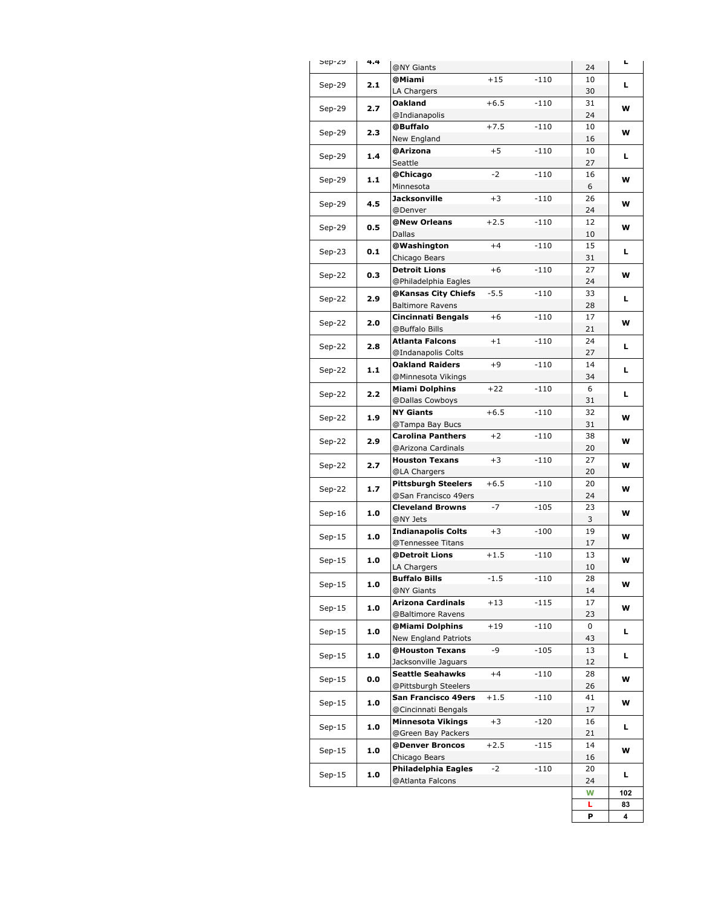| | | | | | | |
|---|---|---|---|---|---|---|
| Sep-29 | 4.4 | | | | | L |
| | | @NY Giants | | | 24 | |
| Sep-29 | 2.1 | **@Miami** | +15 | -110 | 10 | L |
| | | LA Chargers | | | 30 | |
| Sep-29 | 2.7 | **Oakland** | +6.5 | -110 | 31 | W |
| | | @Indianapolis | | | 24 | |
| Sep-29 | 2.3 | **@Buffalo** | +7.5 | -110 | 10 | W |
| | | New England | | | 16 | |
| Sep-29 | 1.4 | **@Arizona** | +5 | -110 | 10 | L |
| | | Seattle | | | 27 | |
| Sep-29 | 1.1 | **@Chicago** | -2 | -110 | 16 | W |
| | | Minnesota | | | 6 | |
| Sep-29 | 4.5 | **Jacksonville** | +3 | -110 | 26 | W |
| | | @Denver | | | 24 | |
| Sep-29 | 0.5 | **@New Orleans** | +2.5 | -110 | 12 | W |
| | | Dallas | | | 10 | |
| Sep-23 | 0.1 | **@Washington** | +4 | -110 | 15 | L |
| | | Chicago Bears | | | 31 | |
| Sep-22 | 0.3 | **Detroit Lions** | +6 | -110 | 27 | W |
| | | @Philadelphia Eagles | | | 24 | |
| Sep-22 | 2.9 | **@Kansas City Chiefs** | -5.5 | -110 | 33 | L |
| | | Baltimore Ravens | | | 28 | |
| Sep-22 | 2.0 | **Cincinnati Bengals** | +6 | -110 | 17 | W |
| | | @Buffalo Bills | | | 21 | |
| Sep-22 | 2.8 | **Atlanta Falcons** | +1 | -110 | 24 | L |
| | | @Indanapolis Colts | | | 27 | |
| Sep-22 | 1.1 | **Oakland Raiders** | +9 | -110 | 14 | L |
| | | @Minnesota Vikings | | | 34 | |
| Sep-22 | 2.2 | **Miami Dolphins** | +22 | -110 | 6 | L |
| | | @Dallas Cowboys | | | 31 | |
| Sep-22 | 1.9 | **NY Giants** | +6.5 | -110 | 32 | W |
| | | @Tampa Bay Bucs | | | 31 | |
| Sep-22 | 2.9 | **Carolina Panthers** | +2 | -110 | 38 | W |
| | | @Arizona Cardinals | | | 20 | |
| Sep-22 | 2.7 | **Houston Texans** | +3 | -110 | 27 | W |
| | | @LA Chargers | | | 20 | |
| Sep-22 | 1.7 | **Pittsburgh Steelers** | +6.5 | -110 | 20 | W |
| | | @San Francisco 49ers | | | 24 | |
| Sep-16 | 1.0 | **Cleveland Browns** | -7 | -105 | 23 | W |
| | | @NY Jets | | | 3 | |
| Sep-15 | 1.0 | **Indianapolis Colts** | +3 | -100 | 19 | W |
| | | @Tennessee Titans | | | 17 | |
| Sep-15 | 1.0 | **@Detroit Lions** | +1.5 | -110 | 13 | W |
| | | LA Chargers | | | 10 | |
| Sep-15 | 1.0 | **Buffalo Bills** | -1.5 | -110 | 28 | W |
| | | @NY Giants | | | 14 | |
| Sep-15 | 1.0 | **Arizona Cardinals** | +13 | -115 | 17 | W |
| | | @Baltimore Ravens | | | 23 | |
| Sep-15 | 1.0 | **@Miami Dolphins** | +19 | -110 | 0 | L |
| | | New England Patriots | | | 43 | |
| Sep-15 | 1.0 | **@Houston Texans** | -9 | -105 | 13 | L |
| | | Jacksonville Jaguars | | | 12 | |
| Sep-15 | 0.0 | **Seattle Seahawks** | +4 | -110 | 28 | W |
| | | @Pittsburgh Steelers | | | 26 | |
| Sep-15 | 1.0 | **San Francisco 49ers** | +1.5 | -110 | 41 | W |
| | | @Cincinnati Bengals | | | 17 | |
| Sep-15 | 1.0 | **Minnesota Vikings** | +3 | -120 | 16 | L |
| | | @Green Bay Packers | | | 21 | |
| Sep-15 | 1.0 | **@Denver Broncos** | +2.5 | -115 | 14 | W |
| | | Chicago Bears | | | 16 | |
| Sep-15 | 1.0 | **Philadelphia Eagles** | -2 | -110 | 20 | L |
| | | @Atlanta Falcons | | | 24 | |

| | |
|---|---|
| W | 102 |
| L | 83 |
| P | 4 |